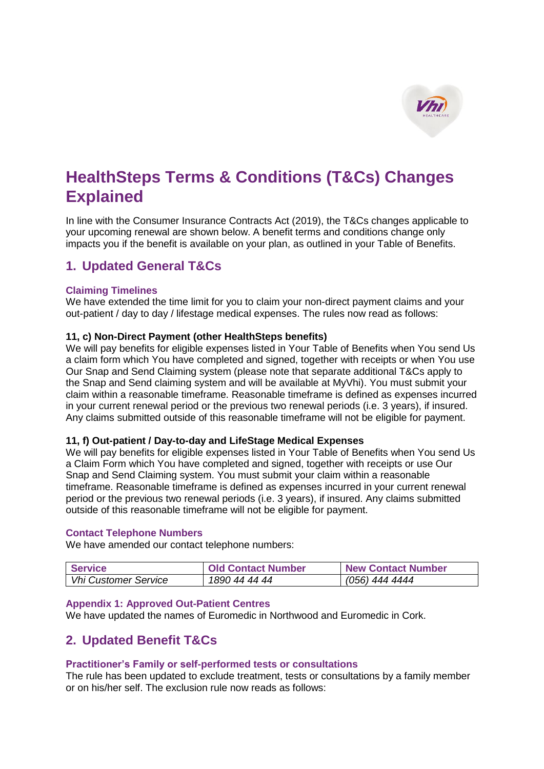# HealthSteps Terms & Conditions (T&Cs) Changes Explained

In line with the Consumer Insurance Contracts Act (2019), the T&Cs changes applicable to your upcoming renewal are shown below. A benefit terms and conditions change only impacts you if the benefit is available on your plan, as outlined in your Table of Benefits.

## 1. Updated General T&Cs

### Claiming Timelines

We have extended the time limit for you to claim your non-direct payment claims and your out-patient / day to day / lifestage medical expenses. The rules now read as follows:

**11, c) Non-Direct Payment (other HealthSteps benefits)**

We will pay benefits for eligible expenses listed in Your Table of Benefits when You send Us a claim form which You have completed and signed, together with receipts or when You use Our Snap and Send Claiming system (please note that separate additional T&Cs apply to the Snap and Send claiming system and will be available at MyVhi). You must submit your claim within a reasonable timeframe. Reasonable timeframe is defined as expenses incurred in your current renewal period or the previous two renewal periods (i.e. 3 years), if insured. Any claims submitted outside of this reasonable timeframe will not be eligible for payment.

**11, f) Out-patient / Day-to-day and LifeStage Medical Expenses**

We will pay benefits for eligible expenses listed in Your Table of Benefits when You send Us a Claim Form which You have completed and signed, together with receipts or use Our Snap and Send Claiming system. You must submit your claim within a reasonable timeframe. Reasonable timeframe is defined as expenses incurred in your current renewal period or the previous two renewal periods (i.e. 3 years), if insured. Any claims submitted outside of this reasonable timeframe will not be eligible for payment.

### Contact Telephone Numbers

We have amended our contact telephone numbers:

| Service | Old Contact Number | New Contact Number |
|---|---|---|
| *Vhi Customer Service* | *1890 44 44 44* | *(056) 444 4444* |

### Appendix 1: Approved Out-Patient Centres

We have updated the names of Euromedic in Northwood and Euromedic in Cork.

## 2. Updated Benefit T&Cs

### Practitioner's Family or self-performed tests or consultations

The rule has been updated to exclude treatment, tests or consultations by a family member or on his/her self. The exclusion rule now reads as follows: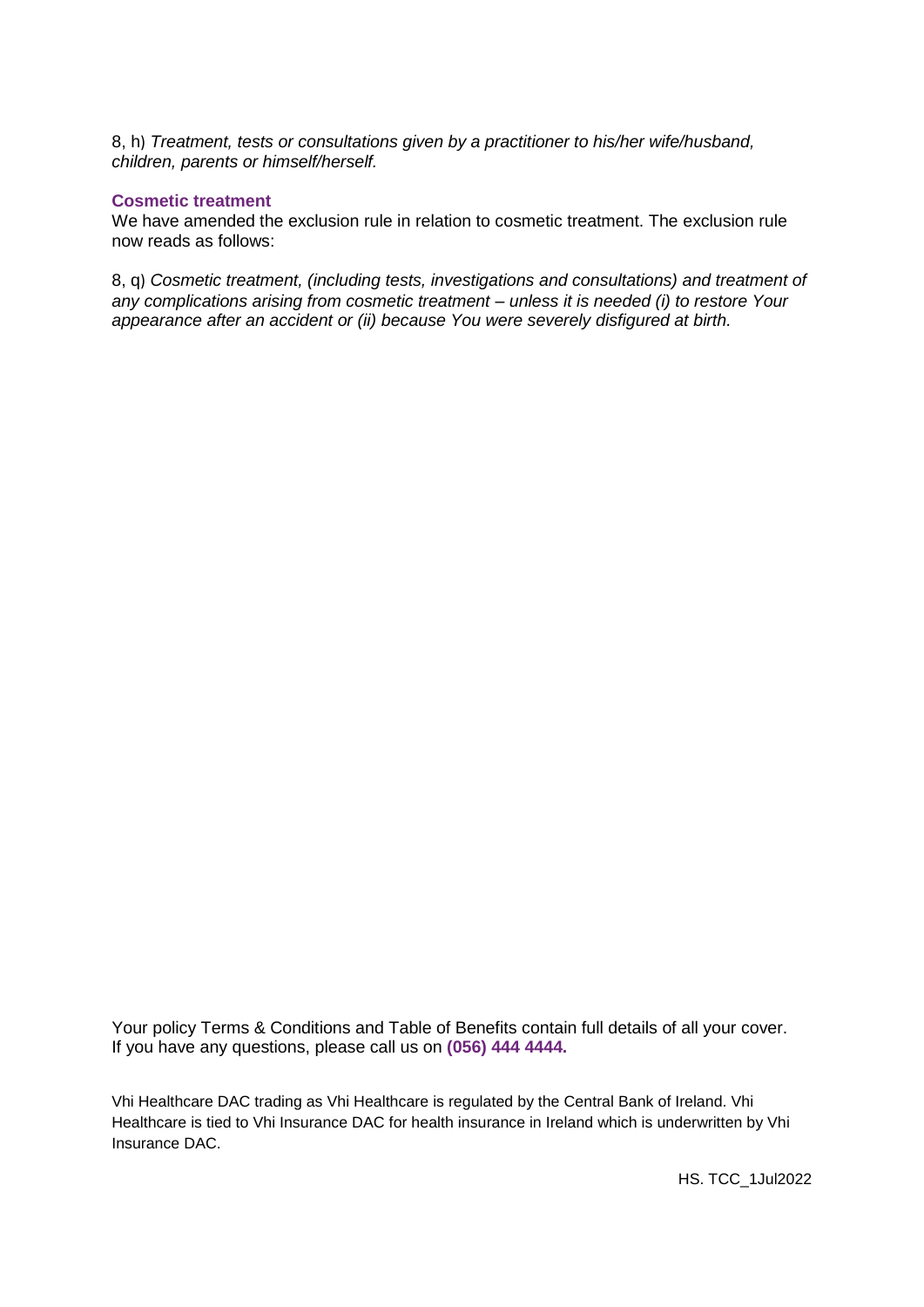8, h) *Treatment, tests or consultations given by a practitioner to his/her wife/husband, children, parents or himself/herself.*

### Cosmetic treatment

We have amended the exclusion rule in relation to cosmetic treatment. The exclusion rule now reads as follows:

8, q) *Cosmetic treatment, (including tests, investigations and consultations) and treatment of any complications arising from cosmetic treatment – unless it is needed (i) to restore Your appearance after an accident or (ii) because You were severely disfigured at birth.*

Your policy Terms & Conditions and Table of Benefits contain full details of all your cover. If you have any questions, please call us on **(056) 444 4444.**

Vhi Healthcare DAC trading as Vhi Healthcare is regulated by the Central Bank of Ireland. Vhi Healthcare is tied to Vhi Insurance DAC for health insurance in Ireland which is underwritten by Vhi Insurance DAC.

HS. TCC_1Jul2022